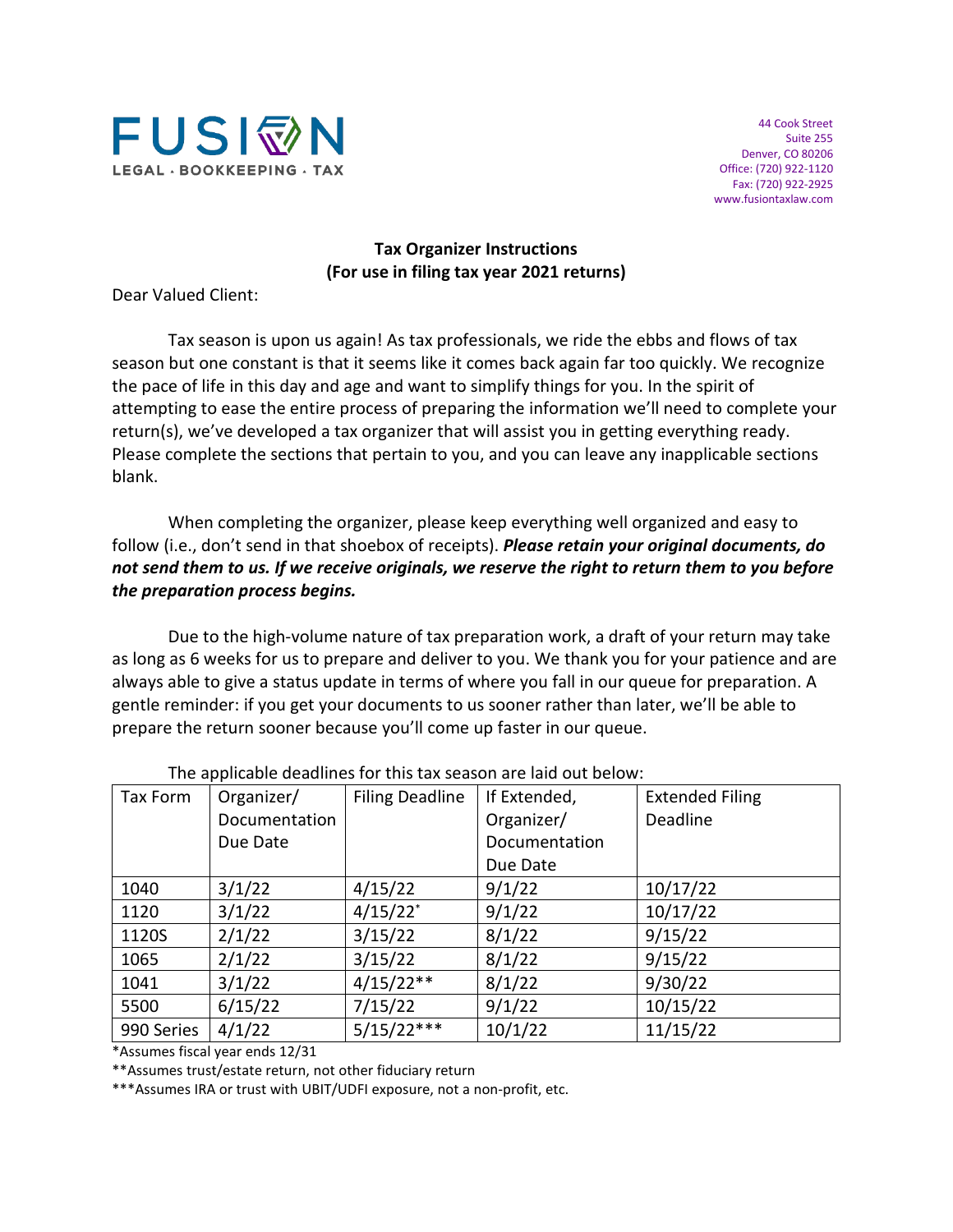FUSION
LEGAL · BOOKKEEPING · TAX

44 Cook Street
Suite 255
Denver, CO 80206
Office: (720) 922-1120
Fax: (720) 922-2925
www.fusiontaxlaw.com

## Tax Organizer Instructions
## (For use in filing tax year 2021 returns)

Dear Valued Client:

Tax season is upon us again! As tax professionals, we ride the ebbs and flows of tax season but one constant is that it seems like it comes back again far too quickly. We recognize the pace of life in this day and age and want to simplify things for you. In the spirit of attempting to ease the entire process of preparing the information we'll need to complete your return(s), we've developed a tax organizer that will assist you in getting everything ready. Please complete the sections that pertain to you, and you can leave any inapplicable sections blank.

When completing the organizer, please keep everything well organized and easy to follow (i.e., don't send in that shoebox of receipts). ***Please retain your original documents, do not send them to us. If we receive originals, we reserve the right to return them to you before the preparation process begins.***

Due to the high-volume nature of tax preparation work, a draft of your return may take as long as 6 weeks for us to prepare and deliver to you. We thank you for your patience and are always able to give a status update in terms of where you fall in our queue for preparation. A gentle reminder: if you get your documents to us sooner rather than later, we'll be able to prepare the return sooner because you'll come up faster in our queue.

The applicable deadlines for this tax season are laid out below:

| Tax Form | Organizer/ Documentation Due Date | Filing Deadline | If Extended, Organizer/ Documentation Due Date | Extended Filing Deadline |
|---|---|---|---|---|
| 1040 | 3/1/22 | 4/15/22 | 9/1/22 | 10/17/22 |
| 1120 | 3/1/22 | 4/15/22* | 9/1/22 | 10/17/22 |
| 1120S | 2/1/22 | 3/15/22 | 8/1/22 | 9/15/22 |
| 1065 | 2/1/22 | 3/15/22 | 8/1/22 | 9/15/22 |
| 1041 | 3/1/22 | 4/15/22** | 8/1/22 | 9/30/22 |
| 5500 | 6/15/22 | 7/15/22 | 9/1/22 | 10/15/22 |
| 990 Series | 4/1/22 | 5/15/22*** | 10/1/22 | 11/15/22 |

*Assumes fiscal year ends 12/31

**Assumes trust/estate return, not other fiduciary return

***Assumes IRA or trust with UBIT/UDFI exposure, not a non-profit, etc.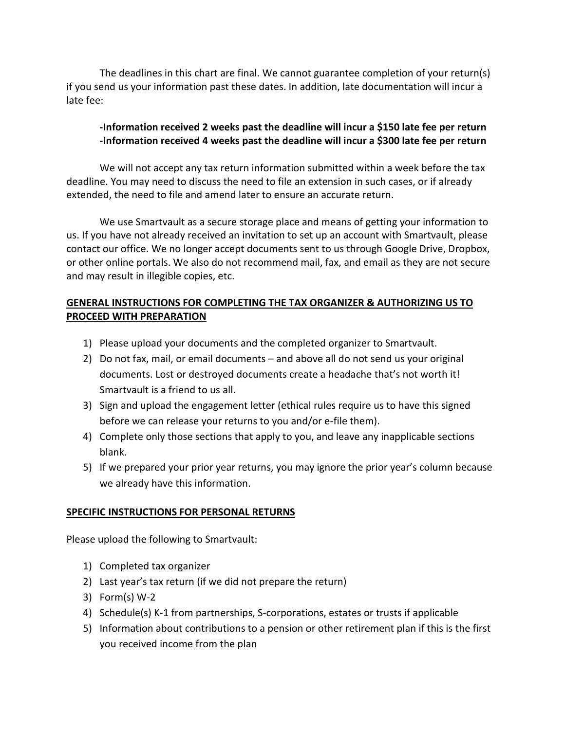The deadlines in this chart are final. We cannot guarantee completion of your return(s) if you send us your information past these dates. In addition, late documentation will incur a late fee:

**-Information received 2 weeks past the deadline will incur a $150 late fee per return**
**-Information received 4 weeks past the deadline will incur a $300 late fee per return**

We will not accept any tax return information submitted within a week before the tax deadline. You may need to discuss the need to file an extension in such cases, or if already extended, the need to file and amend later to ensure an accurate return.

We use Smartvault as a secure storage place and means of getting your information to us. If you have not already received an invitation to set up an account with Smartvault, please contact our office. We no longer accept documents sent to us through Google Drive, Dropbox, or other online portals. We also do not recommend mail, fax, and email as they are not secure and may result in illegible copies, etc.

## GENERAL INSTRUCTIONS FOR COMPLETING THE TAX ORGANIZER & AUTHORIZING US TO PROCEED WITH PREPARATION

1) Please upload your documents and the completed organizer to Smartvault.
2) Do not fax, mail, or email documents – and above all do not send us your original documents. Lost or destroyed documents create a headache that's not worth it! Smartvault is a friend to us all.
3) Sign and upload the engagement letter (ethical rules require us to have this signed before we can release your returns to you and/or e-file them).
4) Complete only those sections that apply to you, and leave any inapplicable sections blank.
5) If we prepared your prior year returns, you may ignore the prior year's column because we already have this information.

## SPECIFIC INSTRUCTIONS FOR PERSONAL RETURNS

Please upload the following to Smartvault:

1) Completed tax organizer
2) Last year's tax return (if we did not prepare the return)
3) Form(s) W-2
4) Schedule(s) K-1 from partnerships, S-corporations, estates or trusts if applicable
5) Information about contributions to a pension or other retirement plan if this is the first you received income from the plan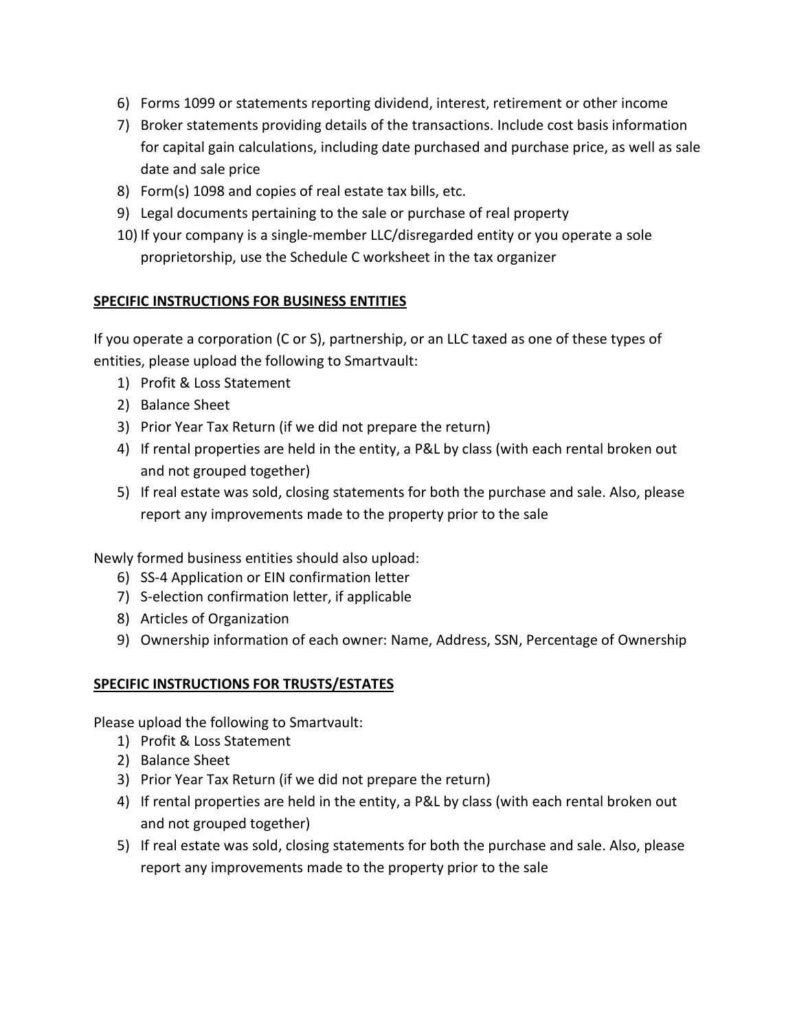6) Forms 1099 or statements reporting dividend, interest, retirement or other income
7) Broker statements providing details of the transactions. Include cost basis information for capital gain calculations, including date purchased and purchase price, as well as sale date and sale price
8) Form(s) 1098 and copies of real estate tax bills, etc.
9) Legal documents pertaining to the sale or purchase of real property
10) If your company is a single-member LLC/disregarded entity or you operate a sole proprietorship, use the Schedule C worksheet in the tax organizer

## SPECIFIC INSTRUCTIONS FOR BUSINESS ENTITIES

If you operate a corporation (C or S), partnership, or an LLC taxed as one of these types of entities, please upload the following to Smartvault:

1) Profit & Loss Statement
2) Balance Sheet
3) Prior Year Tax Return (if we did not prepare the return)
4) If rental properties are held in the entity, a P&L by class (with each rental broken out and not grouped together)
5) If real estate was sold, closing statements for both the purchase and sale. Also, please report any improvements made to the property prior to the sale

Newly formed business entities should also upload:

6) SS-4 Application or EIN confirmation letter
7) S-election confirmation letter, if applicable
8) Articles of Organization
9) Ownership information of each owner: Name, Address, SSN, Percentage of Ownership

## SPECIFIC INSTRUCTIONS FOR TRUSTS/ESTATES

Please upload the following to Smartvault:

1) Profit & Loss Statement
2) Balance Sheet
3) Prior Year Tax Return (if we did not prepare the return)
4) If rental properties are held in the entity, a P&L by class (with each rental broken out and not grouped together)
5) If real estate was sold, closing statements for both the purchase and sale. Also, please report any improvements made to the property prior to the sale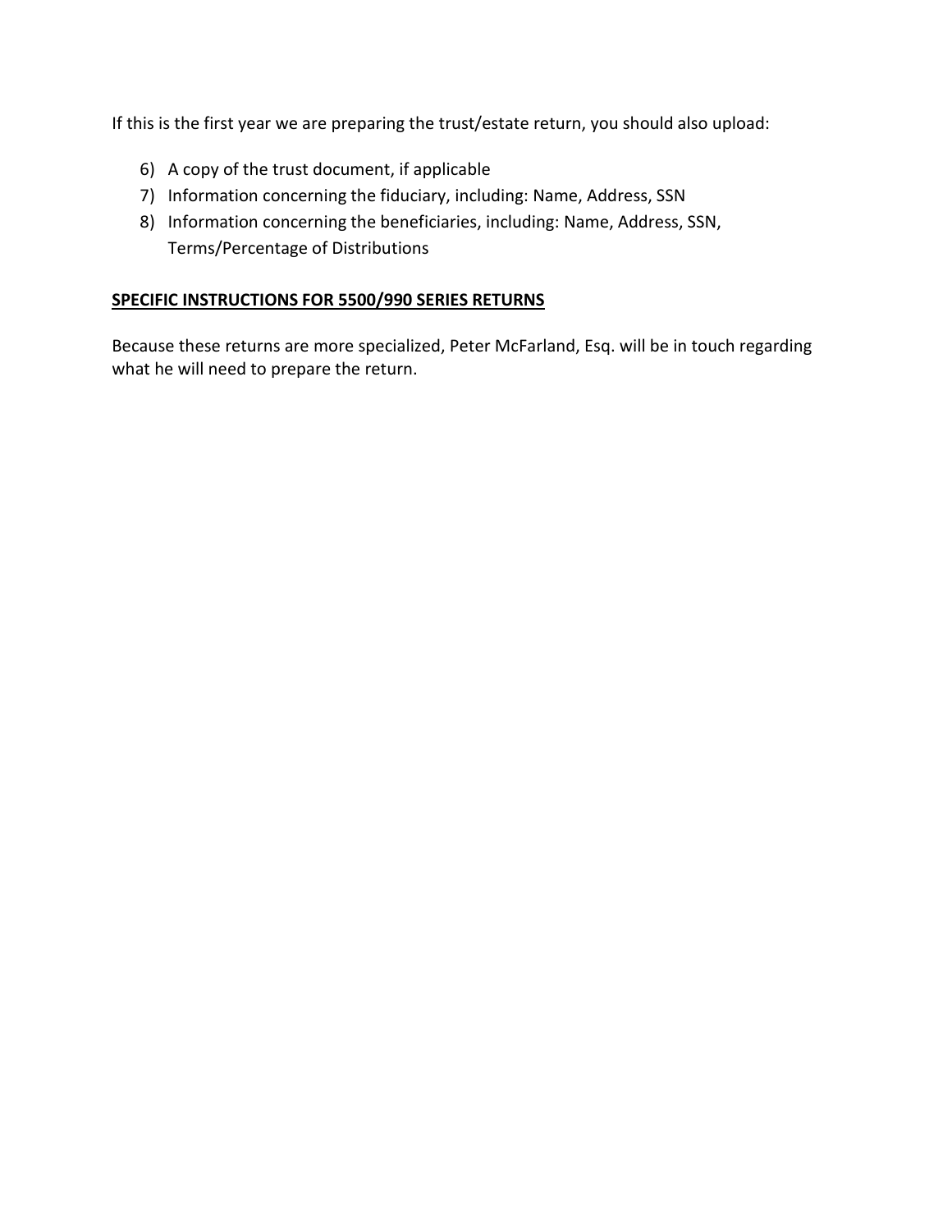If this is the first year we are preparing the trust/estate return, you should also upload:

6) A copy of the trust document, if applicable
7) Information concerning the fiduciary, including: Name, Address, SSN
8) Information concerning the beneficiaries, including: Name, Address, SSN, Terms/Percentage of Distributions

**SPECIFIC INSTRUCTIONS FOR 5500/990 SERIES RETURNS**

Because these returns are more specialized, Peter McFarland, Esq. will be in touch regarding what he will need to prepare the return.